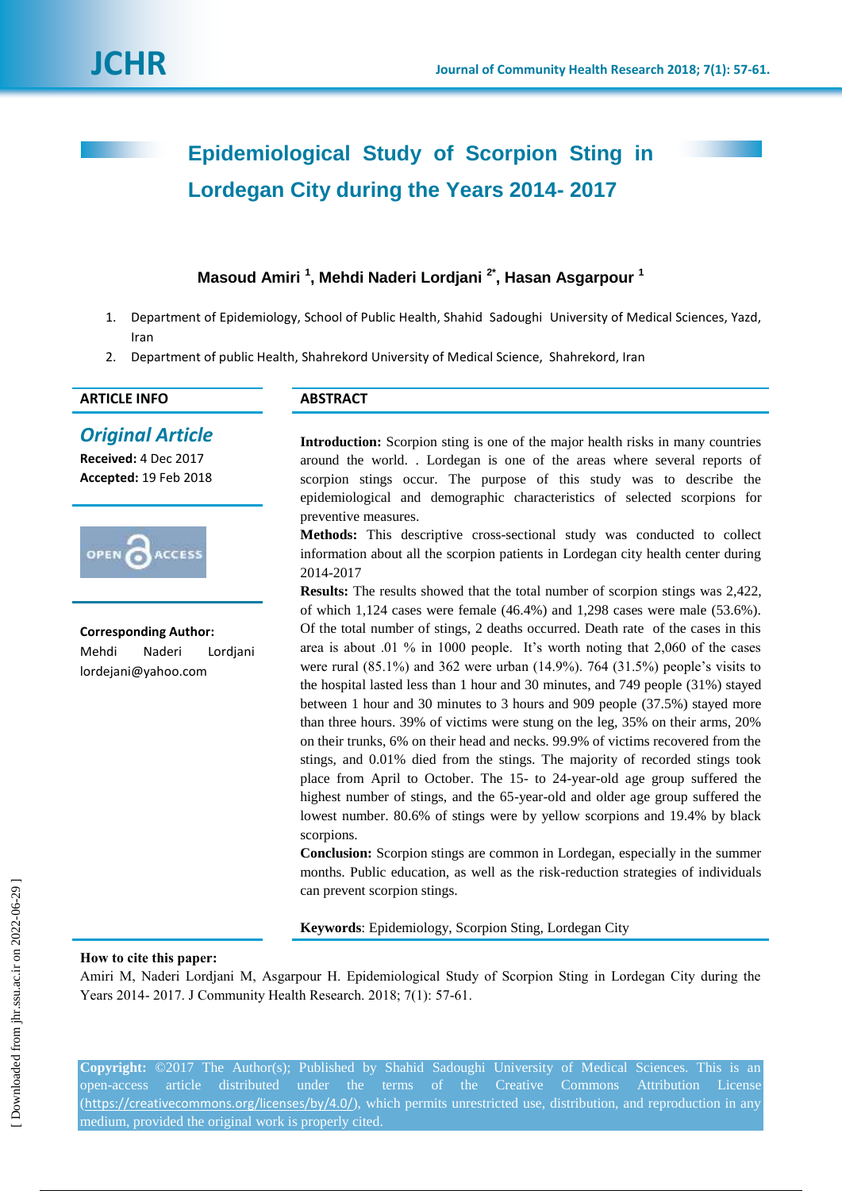# Epidemiological Study of Scorpion Sting in Lordegan City during the Years 2014- 2017

**Masoud Amiri [1], Mehdi Naderi Lordjani [2*], Hasan Asgarpour [1]**

1. Department of Epidemiology, School of Public Health, Shahid Sadoughi University of Medical Sciences, Yazd, Iran
2. Department of public Health, Shahrekord University of Medical Science, Shahrekord, Iran

## ARTICLE INFO

***Original Article***

**Received:** 4 Dec 2017

**Accepted:** 19 Feb 2018

**Corresponding Author:**
Mehdi Naderi Lordjani
lordejani@yahoo.com

## ABSTRACT

**Introduction:** Scorpion sting is one of the major health risks in many countries around the world. . Lordegan is one of the areas where several reports of scorpion stings occur. The purpose of this study was to describe the epidemiological and demographic characteristics of selected scorpions for preventive measures.

**Methods:** This descriptive cross-sectional study was conducted to collect information about all the scorpion patients in Lordegan city health center during 2014-2017

**Results:** The results showed that the total number of scorpion stings was 2,422, of which 1,124 cases were female (46.4%) and 1,298 cases were male (53.6%). Of the total number of stings, 2 deaths occurred. Death rate of the cases in this area is about .01 % in 1000 people. It's worth noting that 2,060 of the cases were rural (85.1%) and 362 were urban (14.9%). 764 (31.5%) people's visits to the hospital lasted less than 1 hour and 30 minutes, and 749 people (31%) stayed between 1 hour and 30 minutes to 3 hours and 909 people (37.5%) stayed more than three hours. 39% of victims were stung on the leg, 35% on their arms, 20% on their trunks, 6% on their head and necks. 99.9% of victims recovered from the stings, and 0.01% died from the stings. The majority of recorded stings took place from April to October. The 15- to 24-year-old age group suffered the highest number of stings, and the 65-year-old and older age group suffered the lowest number. 80.6% of stings were by yellow scorpions and 19.4% by black scorpions.

**Conclusion:** Scorpion stings are common in Lordegan, especially in the summer months. Public education, as well as the risk-reduction strategies of individuals can prevent scorpion stings.

**Keywords**: Epidemiology, Scorpion Sting, Lordegan City

**How to cite this paper:**
Amiri M, Naderi Lordjani M, Asgarpour H. Epidemiological Study of Scorpion Sting in Lordegan City during the Years 2014- 2017. J Community Health Research. 2018; 7(1): 57-61.

**Copyright:** ©2017 The Author(s); Published by Shahid Sadoughi University of Medical Sciences. This is an open-access article distributed under the terms of the Creative Commons Attribution License (https://creativecommons.org/licenses/by/4.0/), which permits unrestricted use, distribution, and reproduction in any medium, provided the original work is properly cited.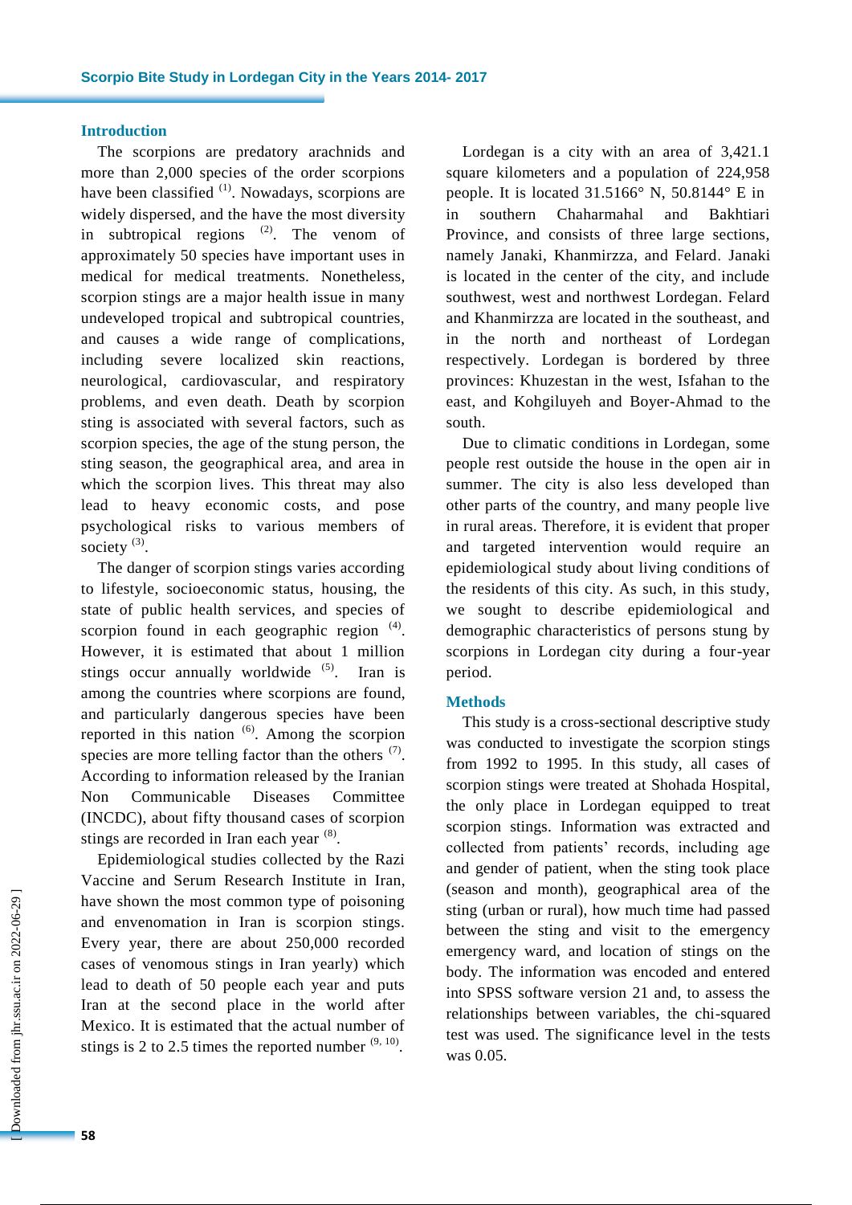## Introduction

The scorpions are predatory arachnids and more than 2,000 species of the order scorpions have been classified [1]. Nowadays, scorpions are widely dispersed, and the have the most diversity in subtropical regions [2]. The venom of approximately 50 species have important uses in medical for medical treatments. Nonetheless, scorpion stings are a major health issue in many undeveloped tropical and subtropical countries, and causes a wide range of complications, including severe localized skin reactions, neurological, cardiovascular, and respiratory problems, and even death. Death by scorpion sting is associated with several factors, such as scorpion species, the age of the stung person, the sting season, the geographical area, and area in which the scorpion lives. This threat may also lead to heavy economic costs, and pose psychological risks to various members of society [3].

The danger of scorpion stings varies according to lifestyle, socioeconomic status, housing, the state of public health services, and species of scorpion found in each geographic region [4]. However, it is estimated that about 1 million stings occur annually worldwide [5]. Iran is among the countries where scorpions are found, and particularly dangerous species have been reported in this nation [6]. Among the scorpion species are more telling factor than the others [7]. According to information released by the Iranian Non Communicable Diseases Committee (INCDC), about fifty thousand cases of scorpion stings are recorded in Iran each year [8].

Epidemiological studies collected by the Razi Vaccine and Serum Research Institute in Iran, have shown the most common type of poisoning and envenomation in Iran is scorpion stings. Every year, there are about 250,000 recorded cases of venomous stings in Iran yearly) which lead to death of 50 people each year and puts Iran at the second place in the world after Mexico. It is estimated that the actual number of stings is 2 to 2.5 times the reported number [9, 10].

Lordegan is a city with an area of 3,421.1 square kilometers and a population of 224,958 people. It is located 31.5166° N, 50.8144° E in in southern Chaharmahal and Bakhtiari Province, and consists of three large sections, namely Janaki, Khanmirzza, and Felard. Janaki is located in the center of the city, and include southwest, west and northwest Lordegan. Felard and Khanmirzza are located in the southeast, and in the north and northeast of Lordegan respectively. Lordegan is bordered by three provinces: Khuzestan in the west, Isfahan to the east, and Kohgiluyeh and Boyer-Ahmad to the south.

Due to climatic conditions in Lordegan, some people rest outside the house in the open air in summer. The city is also less developed than other parts of the country, and many people live in rural areas. Therefore, it is evident that proper and targeted intervention would require an epidemiological study about living conditions of the residents of this city. As such, in this study, we sought to describe epidemiological and demographic characteristics of persons stung by scorpions in Lordegan city during a four-year period.

## Methods

This study is a cross-sectional descriptive study was conducted to investigate the scorpion stings from 1992 to 1995. In this study, all cases of scorpion stings were treated at Shohada Hospital, the only place in Lordegan equipped to treat scorpion stings. Information was extracted and collected from patients' records, including age and gender of patient, when the sting took place (season and month), geographical area of the sting (urban or rural), how much time had passed between the sting and visit to the emergency emergency ward, and location of stings on the body. The information was encoded and entered into SPSS software version 21 and, to assess the relationships between variables, the chi-squared test was used. The significance level in the tests was 0.05.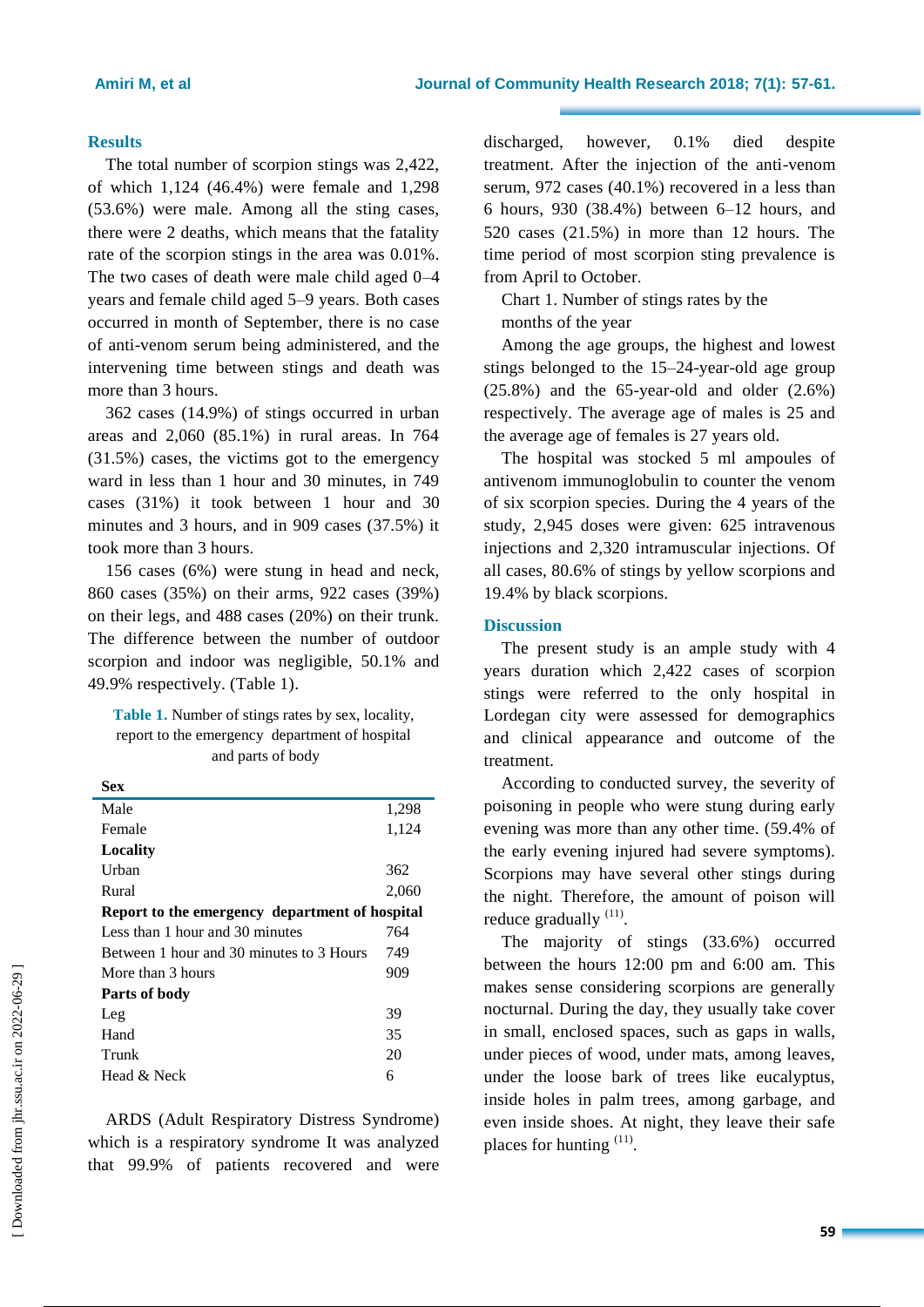## Results

The total number of scorpion stings was 2,422, of which 1,124 (46.4%) were female and 1,298 (53.6%) were male. Among all the sting cases, there were 2 deaths, which means that the fatality rate of the scorpion stings in the area was 0.01%. The two cases of death were male child aged 0–4 years and female child aged 5–9 years. Both cases occurred in month of September, there is no case of anti-venom serum being administered, and the intervening time between stings and death was more than 3 hours.

362 cases (14.9%) of stings occurred in urban areas and 2,060 (85.1%) in rural areas. In 764 (31.5%) cases, the victims got to the emergency ward in less than 1 hour and 30 minutes, in 749 cases (31%) it took between 1 hour and 30 minutes and 3 hours, and in 909 cases (37.5%) it took more than 3 hours.

156 cases (6%) were stung in head and neck, 860 cases (35%) on their arms, 922 cases (39%) on their legs, and 488 cases (20%) on their trunk. The difference between the number of outdoor scorpion and indoor was negligible, 50.1% and 49.9% respectively. (Table 1).

**Table 1.** Number of stings rates by sex, locality, report to the emergency department of hospital and parts of body

| **Sex** | |
|---|---|
| Male | 1,298 |
| Female | 1,124 |
| **Locality** | |
| Urban | 362 |
| Rural | 2,060 |
| **Report to the emergency department of hospital** | |
| Less than 1 hour and 30 minutes | 764 |
| Between 1 hour and 30 minutes to 3 Hours | 749 |
| More than 3 hours | 909 |
| **Parts of body** | |
| Leg | 39 |
| Hand | 35 |
| Trunk | 20 |
| Head & Neck | 6 |

ARDS (Adult Respiratory Distress Syndrome) which is a respiratory syndrome It was analyzed that 99.9% of patients recovered and were discharged, however, 0.1% died despite treatment. After the injection of the anti-venom serum, 972 cases (40.1%) recovered in a less than 6 hours, 930 (38.4%) between 6–12 hours, and 520 cases (21.5%) in more than 12 hours. The time period of most scorpion sting prevalence is from April to October.

Chart 1. Number of stings rates by the months of the year

Among the age groups, the highest and lowest stings belonged to the 15–24-year-old age group (25.8%) and the 65-year-old and older (2.6%) respectively. The average age of males is 25 and the average age of females is 27 years old.

The hospital was stocked 5 ml ampoules of antivenom immunoglobulin to counter the venom of six scorpion species. During the 4 years of the study, 2,945 doses were given: 625 intravenous injections and 2,320 intramuscular injections. Of all cases, 80.6% of stings by yellow scorpions and 19.4% by black scorpions.

## Discussion

The present study is an ample study with 4 years duration which 2,422 cases of scorpion stings were referred to the only hospital in Lordegan city were assessed for demographics and clinical appearance and outcome of the treatment.

According to conducted survey, the severity of poisoning in people who were stung during early evening was more than any other time. (59.4% of the early evening injured had severe symptoms). Scorpions may have several other stings during the night. Therefore, the amount of poison will reduce gradually [11].

The majority of stings (33.6%) occurred between the hours 12:00 pm and 6:00 am. This makes sense considering scorpions are generally nocturnal. During the day, they usually take cover in small, enclosed spaces, such as gaps in walls, under pieces of wood, under mats, among leaves, under the loose bark of trees like eucalyptus, inside holes in palm trees, among garbage, and even inside shoes. At night, they leave their safe places for hunting [11].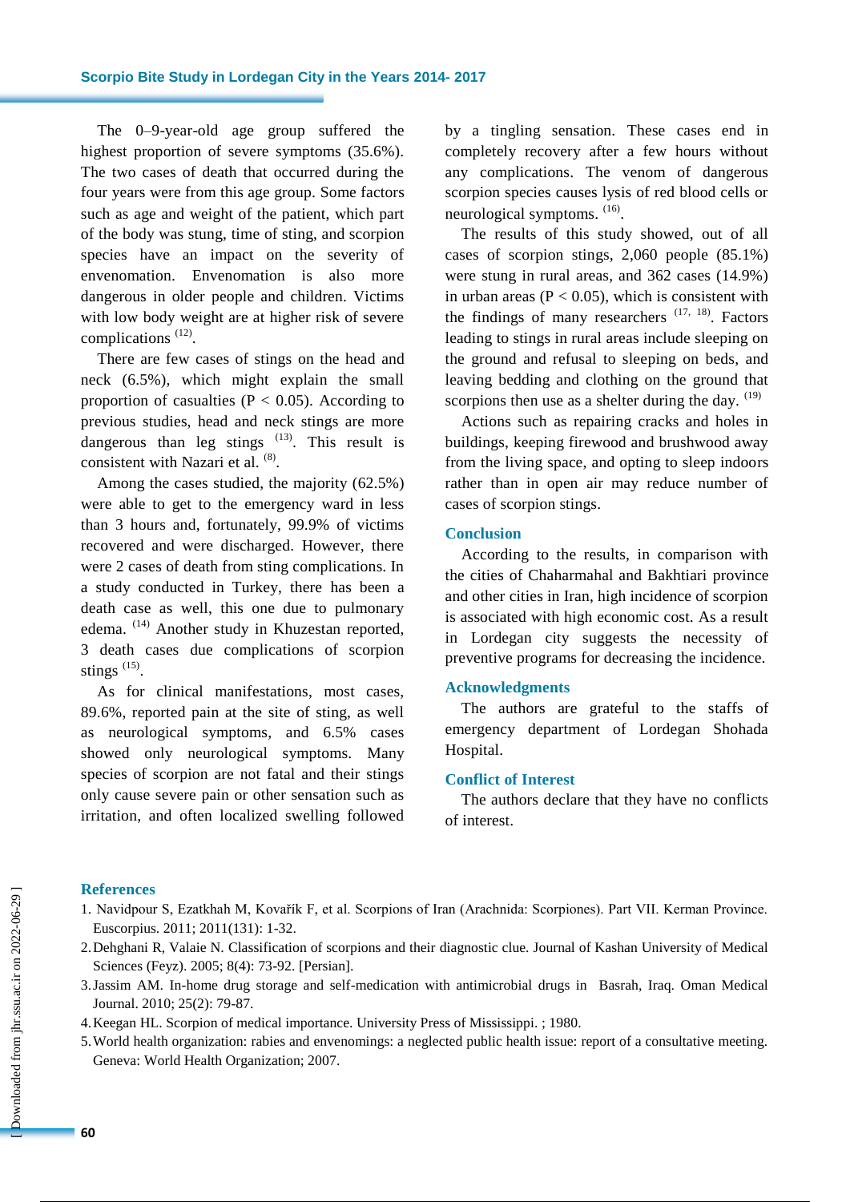The 0–9-year-old age group suffered the highest proportion of severe symptoms (35.6%). The two cases of death that occurred during the four years were from this age group. Some factors such as age and weight of the patient, which part of the body was stung, time of sting, and scorpion species have an impact on the severity of envenomation. Envenomation is also more dangerous in older people and children. Victims with low body weight are at higher risk of severe complications [12].

There are few cases of stings on the head and neck (6.5%), which might explain the small proportion of casualties ($P < 0.05$). According to previous studies, head and neck stings are more dangerous than leg stings [13]. This result is consistent with Nazari et al. [8].

Among the cases studied, the majority (62.5%) were able to get to the emergency ward in less than 3 hours and, fortunately, 99.9% of victims recovered and were discharged. However, there were 2 cases of death from sting complications. In a study conducted in Turkey, there has been a death case as well, this one due to pulmonary edema. [14] Another study in Khuzestan reported, 3 death cases due complications of scorpion stings [15].

As for clinical manifestations, most cases, 89.6%, reported pain at the site of sting, as well as neurological symptoms, and 6.5% cases showed only neurological symptoms. Many species of scorpion are not fatal and their stings only cause severe pain or other sensation such as irritation, and often localized swelling followed by a tingling sensation. These cases end in completely recovery after a few hours without any complications. The venom of dangerous scorpion species causes lysis of red blood cells or neurological symptoms. [16].

The results of this study showed, out of all cases of scorpion stings, 2,060 people (85.1%) were stung in rural areas, and 362 cases (14.9%) in urban areas ($P < 0.05$), which is consistent with the findings of many researchers [17, 18]. Factors leading to stings in rural areas include sleeping on the ground and refusal to sleeping on beds, and leaving bedding and clothing on the ground that scorpions then use as a shelter during the day. [19]

Actions such as repairing cracks and holes in buildings, keeping firewood and brushwood away from the living space, and opting to sleep indoors rather than in open air may reduce number of cases of scorpion stings.

## Conclusion

According to the results, in comparison with the cities of Chaharmahal and Bakhtiari province and other cities in Iran, high incidence of scorpion is associated with high economic cost. As a result in Lordegan city suggests the necessity of preventive programs for decreasing the incidence.

## Acknowledgments

The authors are grateful to the staffs of emergency department of Lordegan Shohada Hospital.

## Conflict of Interest

The authors declare that they have no conflicts of interest.

## References

1. Navidpour S, Ezatkhah M, Kovařík F, et al. Scorpions of Iran (Arachnida: Scorpiones). Part VII. Kerman Province. Euscorpius. 2011; 2011(131): 1-32.
2. Dehghani R, Valaie N. Classification of scorpions and their diagnostic clue. Journal of Kashan University of Medical Sciences (Feyz). 2005; 8(4): 73-92. [Persian].
3. Jassim AM. In-home drug storage and self-medication with antimicrobial drugs in Basrah, Iraq. Oman Medical Journal. 2010; 25(2): 79-87.
4. Keegan HL. Scorpion of medical importance. University Press of Mississippi. ; 1980.
5. World health organization: rabies and envenomings: a neglected public health issue: report of a consultative meeting. Geneva: World Health Organization; 2007.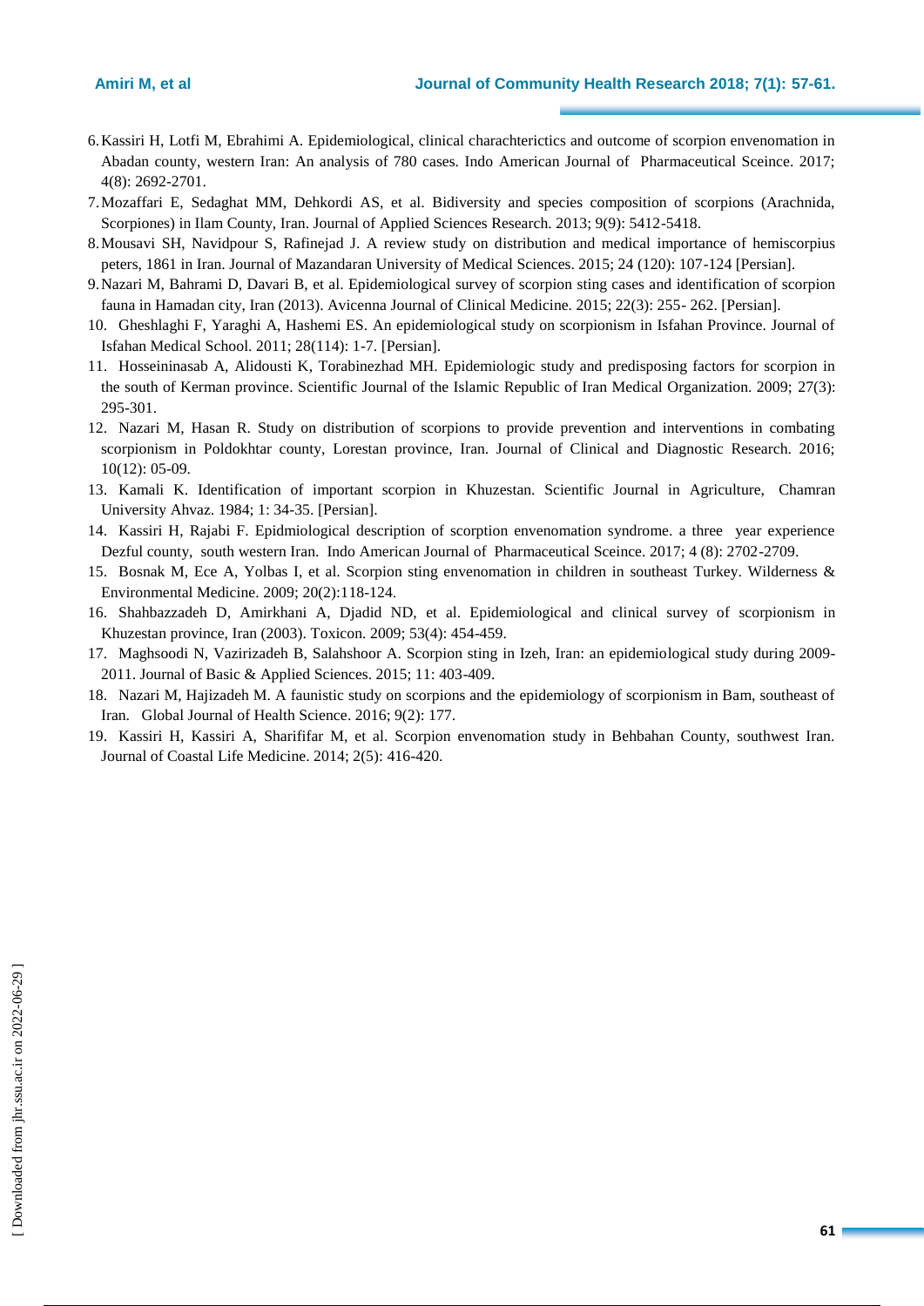6. Kassiri H, Lotfi M, Ebrahimi A. Epidemiological, clinical charachterictics and outcome of scorpion envenomation in Abadan county, western Iran: An analysis of 780 cases. Indo American Journal of Pharmaceutical Sceince. 2017; 4(8): 2692-2701.
7. Mozaffari E, Sedaghat MM, Dehkordi AS, et al. Bidiversity and species composition of scorpions (Arachnida, Scorpiones) in Ilam County, Iran. Journal of Applied Sciences Research. 2013; 9(9): 5412-5418.
8. Mousavi SH, Navidpour S, Rafinejad J. A review study on distribution and medical importance of hemiscorpius peters, 1861 in Iran. Journal of Mazandaran University of Medical Sciences. 2015; 24 (120): 107-124 [Persian].
9. Nazari M, Bahrami D, Davari B, et al. Epidemiological survey of scorpion sting cases and identification of scorpion fauna in Hamadan city, Iran (2013). Avicenna Journal of Clinical Medicine. 2015; 22(3): 255- 262. [Persian].
10. Gheshlaghi F, Yaraghi A, Hashemi ES. An epidemiological study on scorpionism in Isfahan Province. Journal of Isfahan Medical School. 2011; 28(114): 1-7. [Persian].
11. Hosseininasab A, Alidousti K, Torabinezhad MH. Epidemiologic study and predisposing factors for scorpion in the south of Kerman province. Scientific Journal of the Islamic Republic of Iran Medical Organization. 2009; 27(3): 295-301.
12. Nazari M, Hasan R. Study on distribution of scorpions to provide prevention and interventions in combating scorpionism in Poldokhtar county, Lorestan province, Iran. Journal of Clinical and Diagnostic Research. 2016; 10(12): 05-09.
13. Kamali K. Identification of important scorpion in Khuzestan. Scientific Journal in Agriculture, Chamran University Ahvaz. 1984; 1: 34-35. [Persian].
14. Kassiri H, Rajabi F. Epidmiological description of scorption envenomation syndrome. a three year experience Dezful county, south western Iran. Indo American Journal of Pharmaceutical Sceince. 2017; 4 (8): 2702-2709.
15. Bosnak M, Ece A, Yolbas I, et al. Scorpion sting envenomation in children in southeast Turkey. Wilderness & Environmental Medicine. 2009; 20(2):118-124.
16. Shahbazzadeh D, Amirkhani A, Djadid ND, et al. Epidemiological and clinical survey of scorpionism in Khuzestan province, Iran (2003). Toxicon. 2009; 53(4): 454-459.
17. Maghsoodi N, Vazirizadeh B, Salahshoor A. Scorpion sting in Izeh, Iran: an epidemiological study during 2009-2011. Journal of Basic & Applied Sciences. 2015; 11: 403-409.
18. Nazari M, Hajizadeh M. A faunistic study on scorpions and the epidemiology of scorpionism in Bam, southeast of Iran. Global Journal of Health Science. 2016; 9(2): 177.
19. Kassiri H, Kassiri A, Sharififar M, et al. Scorpion envenomation study in Behbahan County, southwest Iran. Journal of Coastal Life Medicine. 2014; 2(5): 416-420.